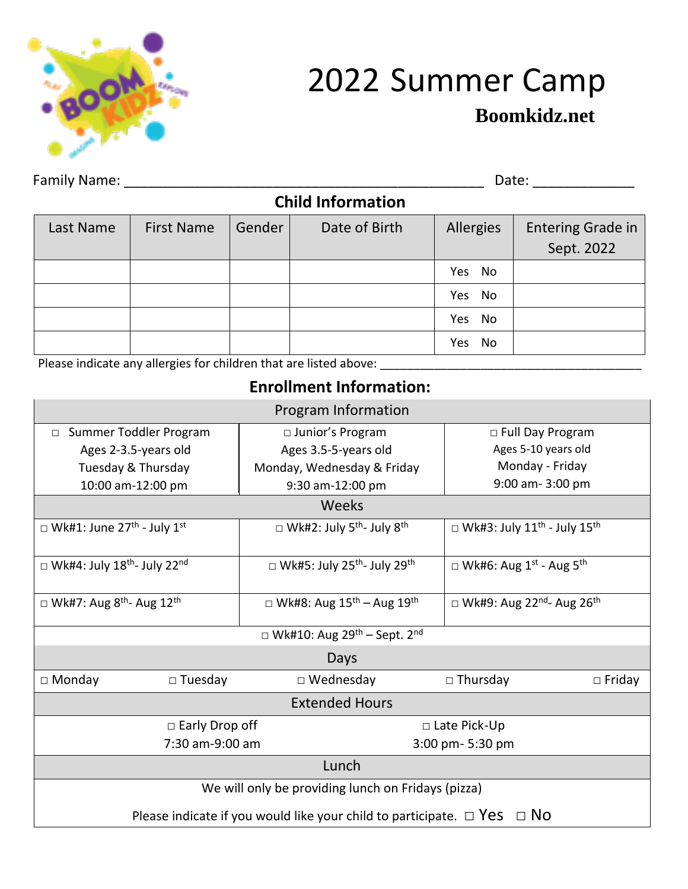# 2022 Summer Camp

**Boomkidz.net**

Family Name: _______________________________________________ Date: _____________

## Child Information

| Last Name | First Name | Gender | Date of Birth | Allergies | Entering Grade in Sept. 2022 |
|---|---|---|---|---|---|
| | | | | Yes No | |
| | | | | Yes No | |
| | | | | Yes No | |
| | | | | Yes No | |

Please indicate any allergies for children that are listed above: ______________________________________

## Enrollment Information:

| Program Information | | |
|---|---|---|
| □ Summer Toddler Program<br>Ages 2-3.5-years old<br>Tuesday & Thursday<br>10:00 am-12:00 pm | □ Junior's Program<br>Ages 3.5-5-years old<br>Monday, Wednesday & Friday<br>9:30 am-12:00 pm | □ Full Day Program<br>Ages 5-10 years old<br>Monday - Friday<br>9:00 am- 3:00 pm |
| **Weeks** | | |
| □ Wk#1: June 27th - July 1st | □ Wk#2: July 5th- July 8th | □ Wk#3: July 11th - July 15th |
| □ Wk#4: July 18th- July 22nd | □ Wk#5: July 25th- July 29th | □ Wk#6: Aug 1st - Aug 5th |
| □ Wk#7: Aug 8th- Aug 12th | □ Wk#8: Aug 15th – Aug 19th | □ Wk#9: Aug 22nd- Aug 26th |
| □ Wk#10: Aug 29th – Sept. 2nd | | |

| Days | | | | |
|---|---|---|---|---|
| □ Monday | □ Tuesday | □ Wednesday | □ Thursday | □ Friday |

| Extended Hours | |
|---|---|
| □ Early Drop off<br>7:30 am-9:00 am | □ Late Pick-Up<br>3:00 pm- 5:30 pm |

| Lunch |
|---|
| We will only be providing lunch on Fridays (pizza)<br>Please indicate if you would like your child to participate. □ Yes □ No |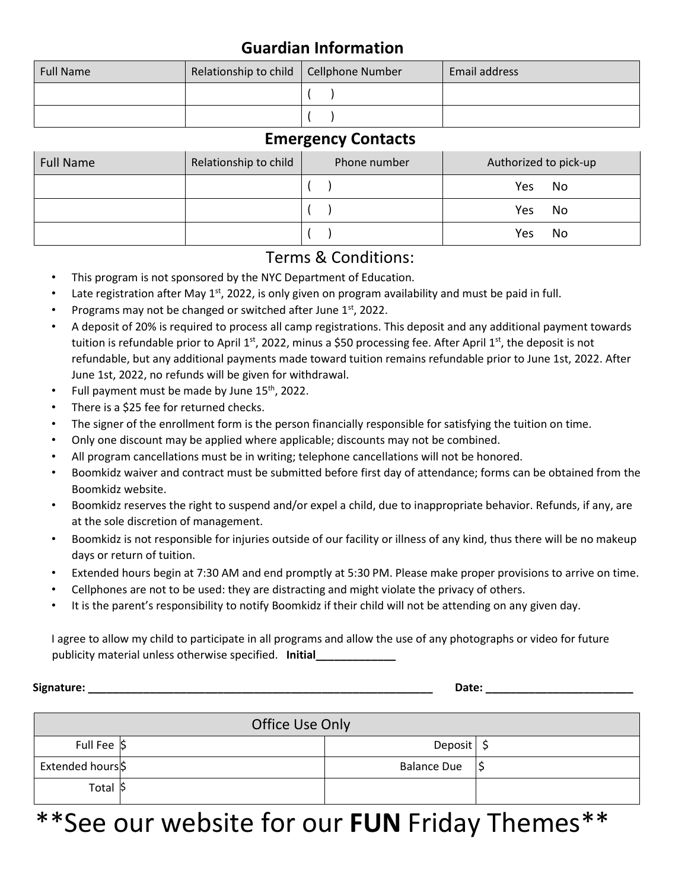## Guardian Information

| Full Name | Relationship to child | Cellphone Number | Email address |
|---|---|---|---|
| | | (   ) | |
| | | (   ) | |

## Emergency Contacts

| Full Name | Relationship to child | Phone number | Authorized to pick-up |
|---|---|---|---|
| | | (   ) | Yes  No |
| | | (   ) | Yes  No |
| | | (   ) | Yes  No |

## Terms & Conditions:

- This program is not sponsored by the NYC Department of Education.
- Late registration after May 1st, 2022, is only given on program availability and must be paid in full.
- Programs may not be changed or switched after June 1st, 2022.
- A deposit of 20% is required to process all camp registrations. This deposit and any additional payment towards tuition is refundable prior to April 1st, 2022, minus a $50 processing fee. After April 1st, the deposit is not refundable, but any additional payments made toward tuition remains refundable prior to June 1st, 2022. After June 1st, 2022, no refunds will be given for withdrawal.
- Full payment must be made by June 15th, 2022.
- There is a $25 fee for returned checks.
- The signer of the enrollment form is the person financially responsible for satisfying the tuition on time.
- Only one discount may be applied where applicable; discounts may not be combined.
- All program cancellations must be in writing; telephone cancellations will not be honored.
- Boomkidz waiver and contract must be submitted before first day of attendance; forms can be obtained from the Boomkidz website.
- Boomkidz reserves the right to suspend and/or expel a child, due to inappropriate behavior. Refunds, if any, are at the sole discretion of management.
- Boomkidz is not responsible for injuries outside of our facility or illness of any kind, thus there will be no makeup days or return of tuition.
- Extended hours begin at 7:30 AM and end promptly at 5:30 PM. Please make proper provisions to arrive on time.
- Cellphones are not to be used: they are distracting and might violate the privacy of others.
- It is the parent's responsibility to notify Boomkidz if their child will not be attending on any given day.

I agree to allow my child to participate in all programs and allow the use of any photographs or video for future publicity material unless otherwise specified. **Initial_____________**

**Signature: ___________________________________________________________** **Date: ________________________**

| Office Use Only | | | |
|---|---|---|---|
| Full Fee | $ | Deposit | $ |
| Extended hours | $ | Balance Due | $ |
| Total | $ | | |

# **See our website for our **FUN** Friday Themes**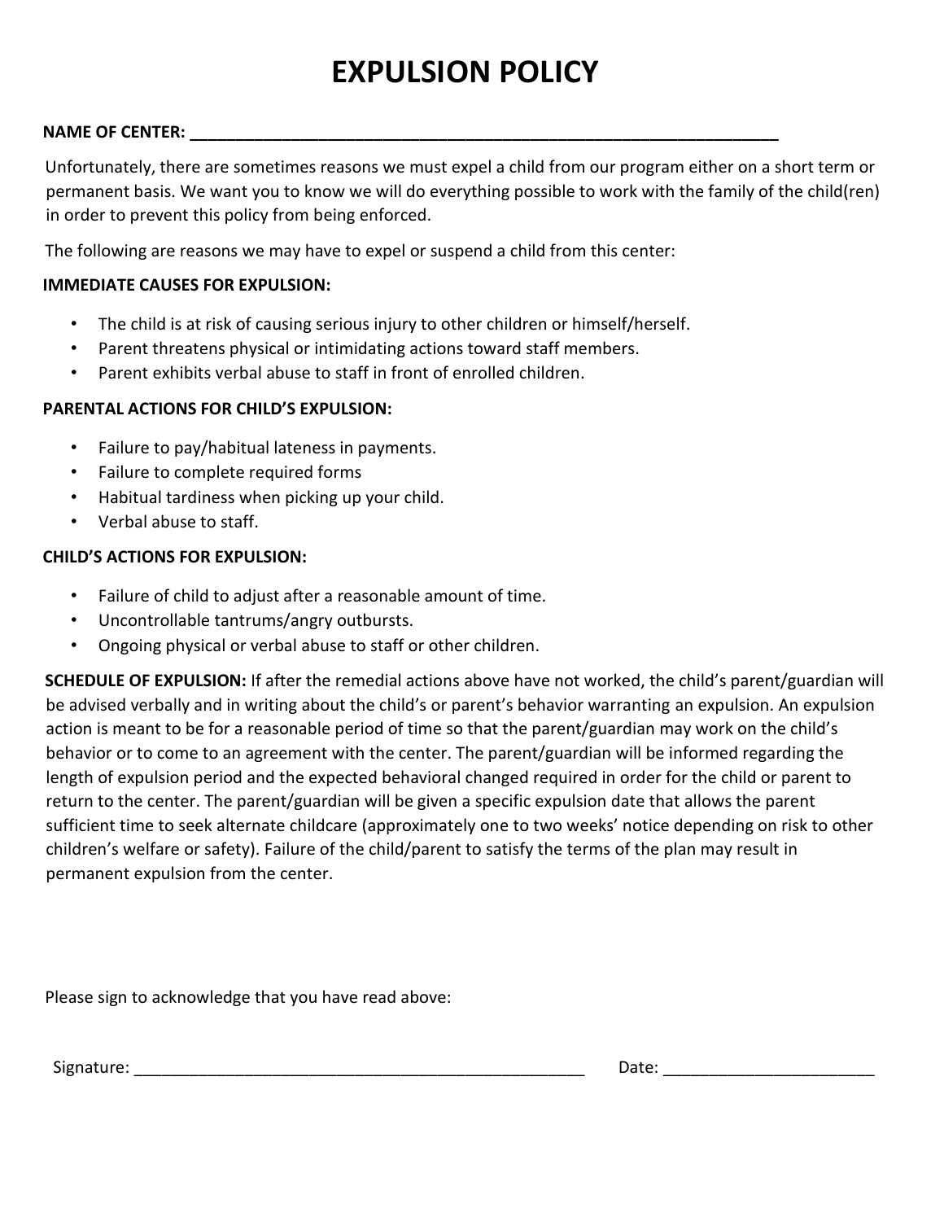# EXPULSION POLICY

**NAME OF CENTER:** ___________________________________________________________________

Unfortunately, there are sometimes reasons we must expel a child from our program either on a short term or permanent basis. We want you to know we will do everything possible to work with the family of the child(ren) in order to prevent this policy from being enforced.

The following are reasons we may have to expel or suspend a child from this center:

**IMMEDIATE CAUSES FOR EXPULSION:**

- The child is at risk of causing serious injury to other children or himself/herself.
- Parent threatens physical or intimidating actions toward staff members.
- Parent exhibits verbal abuse to staff in front of enrolled children.

**PARENTAL ACTIONS FOR CHILD'S EXPULSION:**

- Failure to pay/habitual lateness in payments.
- Failure to complete required forms
- Habitual tardiness when picking up your child.
- Verbal abuse to staff.

**CHILD'S ACTIONS FOR EXPULSION:**

- Failure of child to adjust after a reasonable amount of time.
- Uncontrollable tantrums/angry outbursts.
- Ongoing physical or verbal abuse to staff or other children.

**SCHEDULE OF EXPULSION:** If after the remedial actions above have not worked, the child's parent/guardian will be advised verbally and in writing about the child's or parent's behavior warranting an expulsion. An expulsion action is meant to be for a reasonable period of time so that the parent/guardian may work on the child's behavior or to come to an agreement with the center. The parent/guardian will be informed regarding the length of expulsion period and the expected behavioral changed required in order for the child or parent to return to the center. The parent/guardian will be given a specific expulsion date that allows the parent sufficient time to seek alternate childcare (approximately one to two weeks' notice depending on risk to other children's welfare or safety). Failure of the child/parent to satisfy the terms of the plan may result in permanent expulsion from the center.

Please sign to acknowledge that you have read above:

Signature: ___________________________________________________ Date: _______________________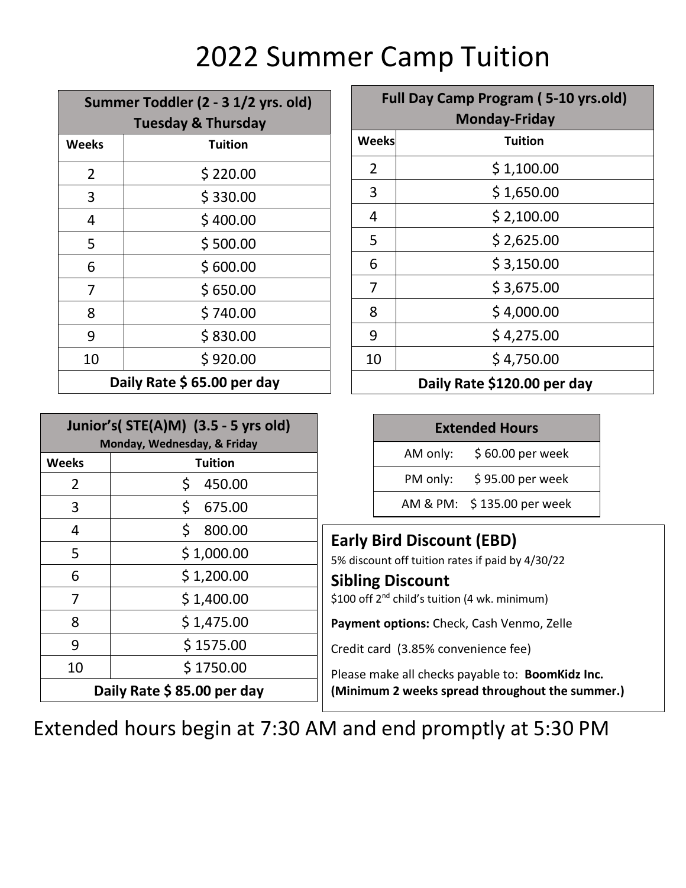# 2022 Summer Camp Tuition

| Summer Toddler (2 - 3 1/2 yrs. old) Tuesday & Thursday | |
|---|---|
| **Weeks** | **Tuition** |
| 2 | $ 220.00 |
| 3 | $ 330.00 |
| 4 | $ 400.00 |
| 5 | $ 500.00 |
| 6 | $ 600.00 |
| 7 | $ 650.00 |
| 8 | $ 740.00 |
| 9 | $ 830.00 |
| 10 | $ 920.00 |
| **Daily Rate $ 65.00 per day** | |

| Full Day Camp Program ( 5-10 yrs.old) Monday-Friday | |
|---|---|
| **Weeks** | **Tuition** |
| 2 | $ 1,100.00 |
| 3 | $ 1,650.00 |
| 4 | $ 2,100.00 |
| 5 | $ 2,625.00 |
| 6 | $ 3,150.00 |
| 7 | $ 3,675.00 |
| 8 | $ 4,000.00 |
| 9 | $ 4,275.00 |
| 10 | $ 4,750.00 |
| **Daily Rate $120.00 per day** | |

| Junior's( STE(A)M) (3.5 - 5 yrs old) Monday, Wednesday, & Friday | |
|---|---|
| **Weeks** | **Tuition** |
| 2 | $ 450.00 |
| 3 | $ 675.00 |
| 4 | $ 800.00 |
| 5 | $ 1,000.00 |
| 6 | $ 1,200.00 |
| 7 | $ 1,400.00 |
| 8 | $ 1,475.00 |
| 9 | $ 1575.00 |
| 10 | $ 1750.00 |
| **Daily Rate $ 85.00 per day** | |

| Extended Hours | |
|---|---|
| AM only: | $ 60.00 per week |
| PM only: | $ 95.00 per week |
| AM & PM: | $ 135.00 per week |

## Early Bird Discount (EBD)

5% discount off tuition rates if paid by 4/30/22

## Sibling Discount

$100 off 2nd child's tuition (4 wk. minimum)

**Payment options:** Check, Cash Venmo, Zelle

Credit card (3.85% convenience fee)

Please make all checks payable to: **BoomKidz Inc.**
**(Minimum 2 weeks spread throughout the summer.)**

Extended hours begin at 7:30 AM and end promptly at 5:30 PM